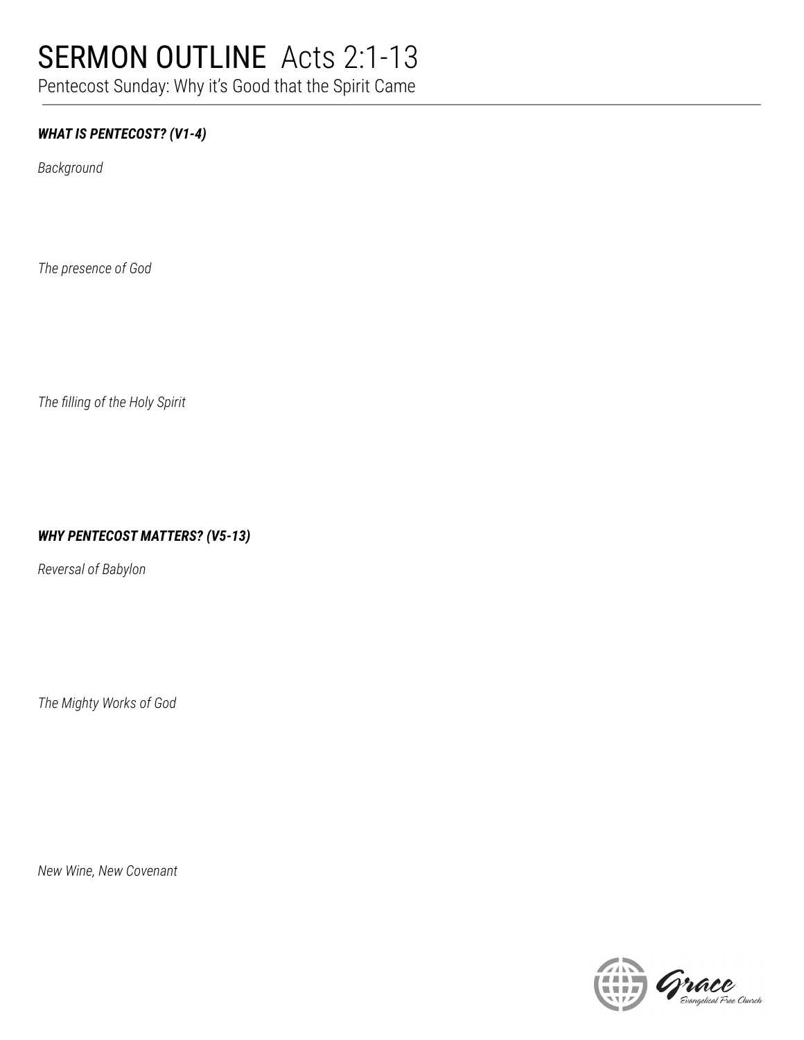# SERMON OUTLINE Acts 2:1-13

Pentecost Sunday: Why it's Good that the Spirit Came

***WHAT IS PENTECOST? (V1-4)***

*Background*

*The presence of God*

*The filling of the Holy Spirit*

***WHY PENTECOST MATTERS? (V5-13)***

*Reversal of Babylon*

*The Mighty Works of God*

*New Wine, New Covenant*

Grace Evangelical Free Church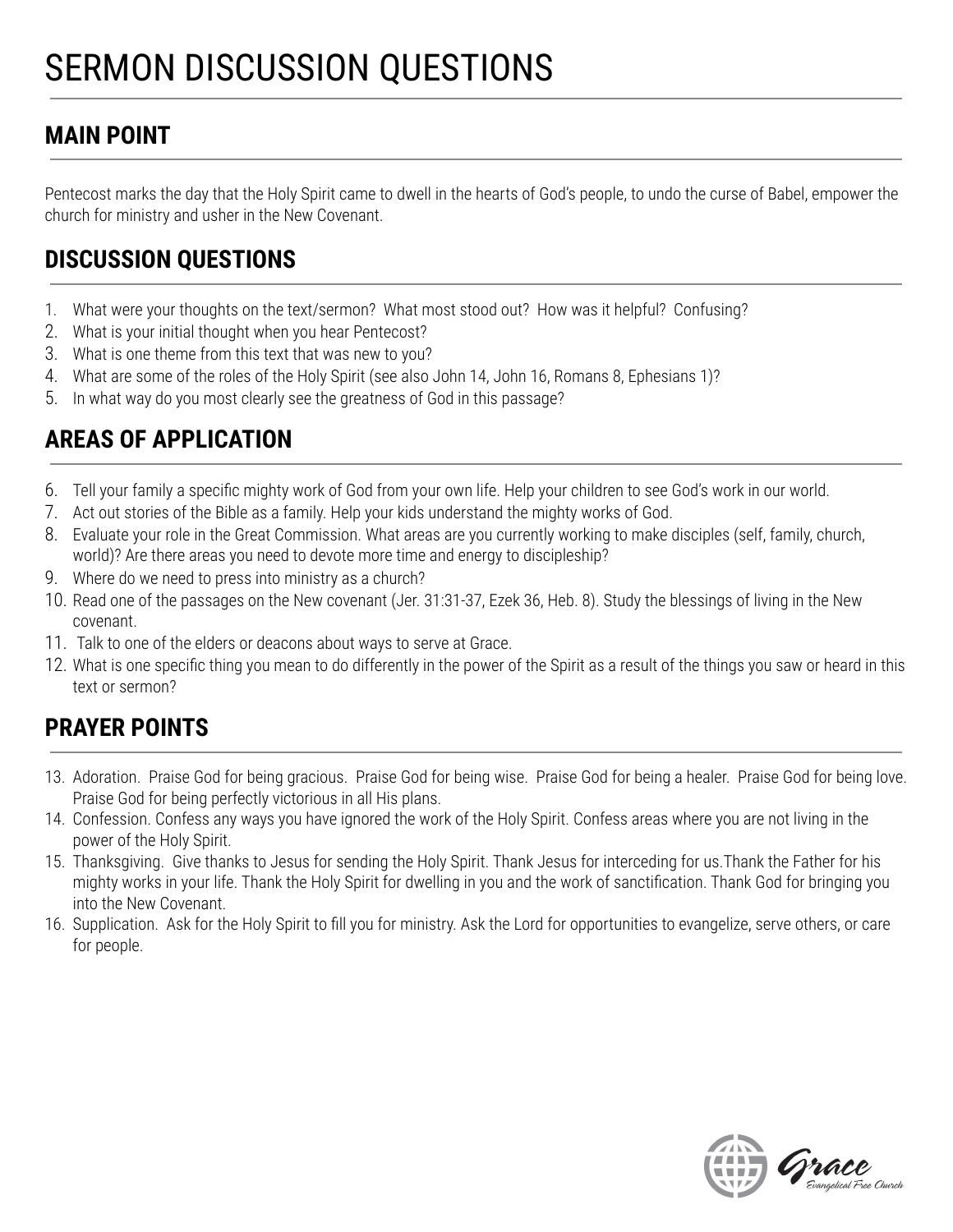# SERMON DISCUSSION QUESTIONS

## MAIN POINT

Pentecost marks the day that the Holy Spirit came to dwell in the hearts of God's people, to undo the curse of Babel, empower the church for ministry and usher in the New Covenant.

## DISCUSSION QUESTIONS

1. What were your thoughts on the text/sermon? What most stood out? How was it helpful? Confusing?
2. What is your initial thought when you hear Pentecost?
3. What is one theme from this text that was new to you?
4. What are some of the roles of the Holy Spirit (see also John 14, John 16, Romans 8, Ephesians 1)?
5. In what way do you most clearly see the greatness of God in this passage?

## AREAS OF APPLICATION

6. Tell your family a specific mighty work of God from your own life. Help your children to see God's work in our world.
7. Act out stories of the Bible as a family. Help your kids understand the mighty works of God.
8. Evaluate your role in the Great Commission. What areas are you currently working to make disciples (self, family, church, world)? Are there areas you need to devote more time and energy to discipleship?
9. Where do we need to press into ministry as a church?
10. Read one of the passages on the New covenant (Jer. 31:31-37, Ezek 36, Heb. 8). Study the blessings of living in the New covenant.
11. Talk to one of the elders or deacons about ways to serve at Grace.
12. What is one specific thing you mean to do differently in the power of the Spirit as a result of the things you saw or heard in this text or sermon?

## PRAYER POINTS

13. Adoration. Praise God for being gracious. Praise God for being wise. Praise God for being a healer. Praise God for being love. Praise God for being perfectly victorious in all His plans.
14. Confession. Confess any ways you have ignored the work of the Holy Spirit. Confess areas where you are not living in the power of the Holy Spirit.
15. Thanksgiving. Give thanks to Jesus for sending the Holy Spirit. Thank Jesus for interceding for us.Thank the Father for his mighty works in your life. Thank the Holy Spirit for dwelling in you and the work of sanctification. Thank God for bringing you into the New Covenant.
16. Supplication. Ask for the Holy Spirit to fill you for ministry. Ask the Lord for opportunities to evangelize, serve others, or care for people.

Grace
Evangelical Free Church